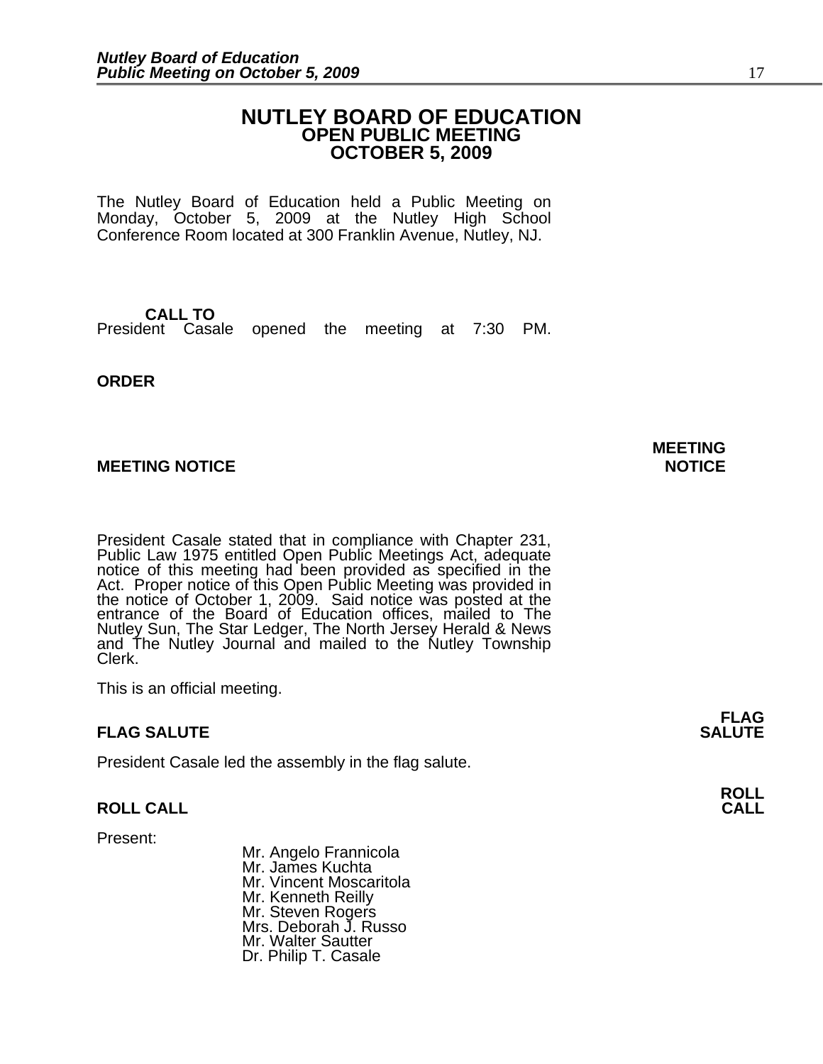# NUTLEY BOARD OF EDUCATION
## OPEN PUBLIC MEETING
## OCTOBER 5, 2009

The Nutley Board of Education held a Public Meeting on Monday, October 5, 2009 at the Nutley High School Conference Room located at 300 Franklin Avenue, Nutley, NJ.

**CALL TO ORDER**

President Casale opened the meeting at 7:30 PM.

**MEETING NOTICE**

President Casale stated that in compliance with Chapter 231, Public Law 1975 entitled Open Public Meetings Act, adequate notice of this meeting had been provided as specified in the Act. Proper notice of this Open Public Meeting was provided in the notice of October 1, 2009. Said notice was posted at the entrance of the Board of Education offices, mailed to The Nutley Sun, The Star Ledger, The North Jersey Herald & News and The Nutley Journal and mailed to the Nutley Township Clerk.

This is an official meeting.

**FLAG SALUTE**

President Casale led the assembly in the flag salute.

**ROLL CALL**

Present:

Mr. Angelo Frannicola
Mr. James Kuchta
Mr. Vincent Moscaritola
Mr. Kenneth Reilly
Mr. Steven Rogers
Mrs. Deborah J. Russo
Mr. Walter Sautter
Dr. Philip T. Casale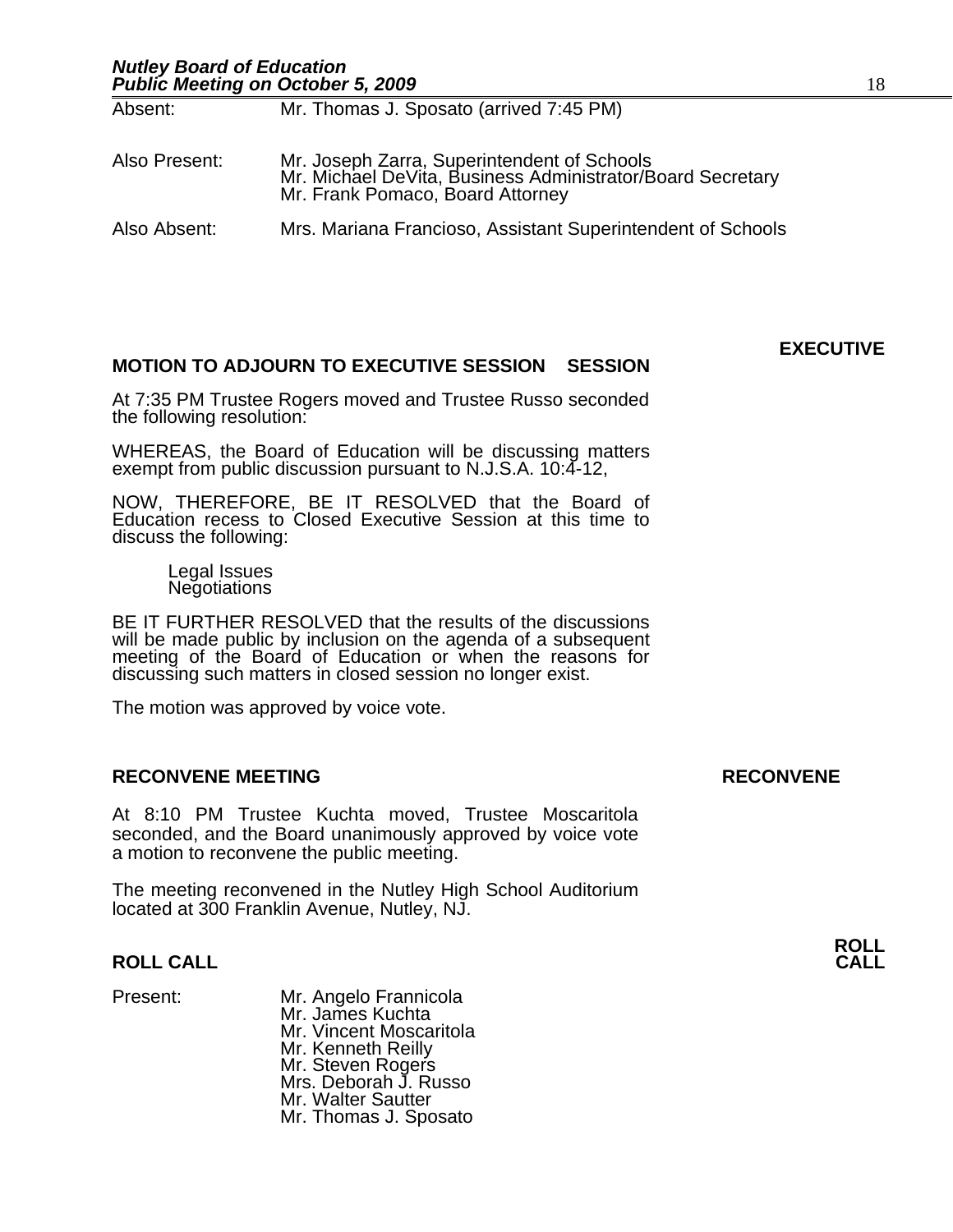| | |
|---|---|
| Absent: | Mr. Thomas J. Sposato (arrived 7:45 PM) |
| Also Present: | Mr. Joseph Zarra, Superintendent of Schools<br>Mr. Michael DeVita, Business Administrator/Board Secretary<br>Mr. Frank Pomaco, Board Attorney |
| Also Absent: | Mrs. Mariana Francioso, Assistant Superintendent of Schools |

**EXECUTIVE SESSION**

**MOTION TO ADJOURN TO EXECUTIVE SESSION**

At 7:35 PM Trustee Rogers moved and Trustee Russo seconded the following resolution:

WHEREAS, the Board of Education will be discussing matters exempt from public discussion pursuant to N.J.S.A. 10:4-12,

NOW, THEREFORE, BE IT RESOLVED that the Board of Education recess to Closed Executive Session at this time to discuss the following:

Legal Issues
Negotiations

BE IT FURTHER RESOLVED that the results of the discussions will be made public by inclusion on the agenda of a subsequent meeting of the Board of Education or when the reasons for discussing such matters in closed session no longer exist.

The motion was approved by voice vote.

**RECONVENE MEETING** — **RECONVENE**

At 8:10 PM Trustee Kuchta moved, Trustee Moscaritola seconded, and the Board unanimously approved by voice vote a motion to reconvene the public meeting.

The meeting reconvened in the Nutley High School Auditorium located at 300 Franklin Avenue, Nutley, NJ.

**ROLL CALL** — **ROLL CALL**

Present:
Mr. Angelo Frannicola
Mr. James Kuchta
Mr. Vincent Moscaritola
Mr. Kenneth Reilly
Mr. Steven Rogers
Mrs. Deborah J. Russo
Mr. Walter Sautter
Mr. Thomas J. Sposato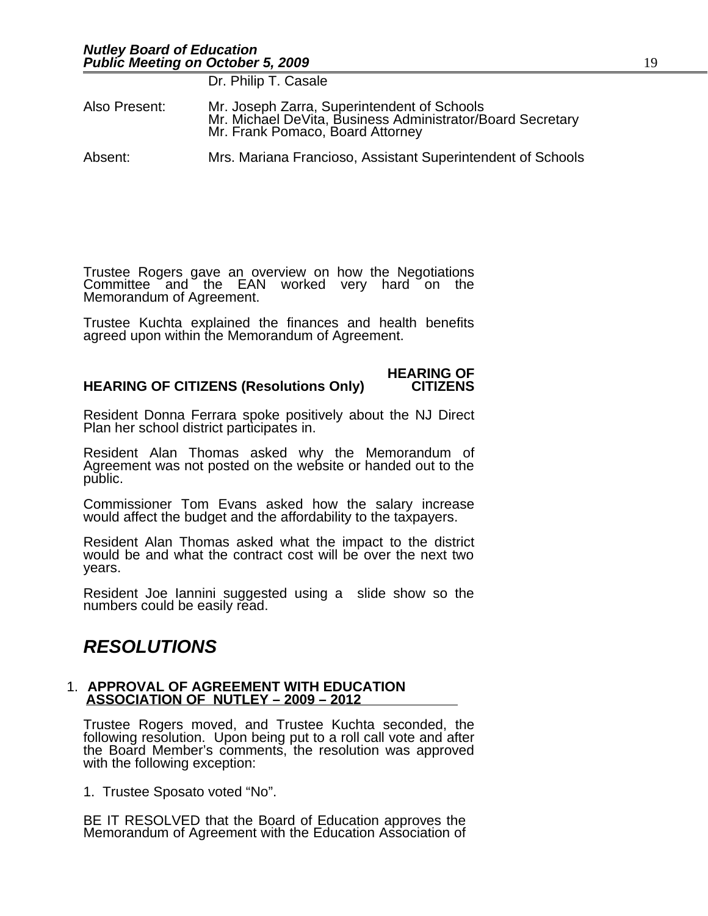Dr. Philip T. Casale

Also Present: Mr. Joseph Zarra, Superintendent of Schools
Mr. Michael DeVita, Business Administrator/Board Secretary
Mr. Frank Pomaco, Board Attorney

Absent: Mrs. Mariana Francioso, Assistant Superintendent of Schools

Trustee Rogers gave an overview on how the Negotiations Committee and the EAN worked very hard on the Memorandum of Agreement.

Trustee Kuchta explained the finances and health benefits agreed upon within the Memorandum of Agreement.

**HEARING OF CITIZENS**

**HEARING OF CITIZENS (Resolutions Only)**

Resident Donna Ferrara spoke positively about the NJ Direct Plan her school district participates in.

Resident Alan Thomas asked why the Memorandum of Agreement was not posted on the website or handed out to the public.

Commissioner Tom Evans asked how the salary increase would affect the budget and the affordability to the taxpayers.

Resident Alan Thomas asked what the impact to the district would be and what the contract cost will be over the next two years.

Resident Joe Iannini suggested using a slide show so the numbers could be easily read.

## *RESOLUTIONS*

1. **APPROVAL OF AGREEMENT WITH EDUCATION ASSOCIATION OF NUTLEY – 2009 – 2012**

Trustee Rogers moved, and Trustee Kuchta seconded, the following resolution. Upon being put to a roll call vote and after the Board Member's comments, the resolution was approved with the following exception:

1. Trustee Sposato voted "No".

BE IT RESOLVED that the Board of Education approves the Memorandum of Agreement with the Education Association of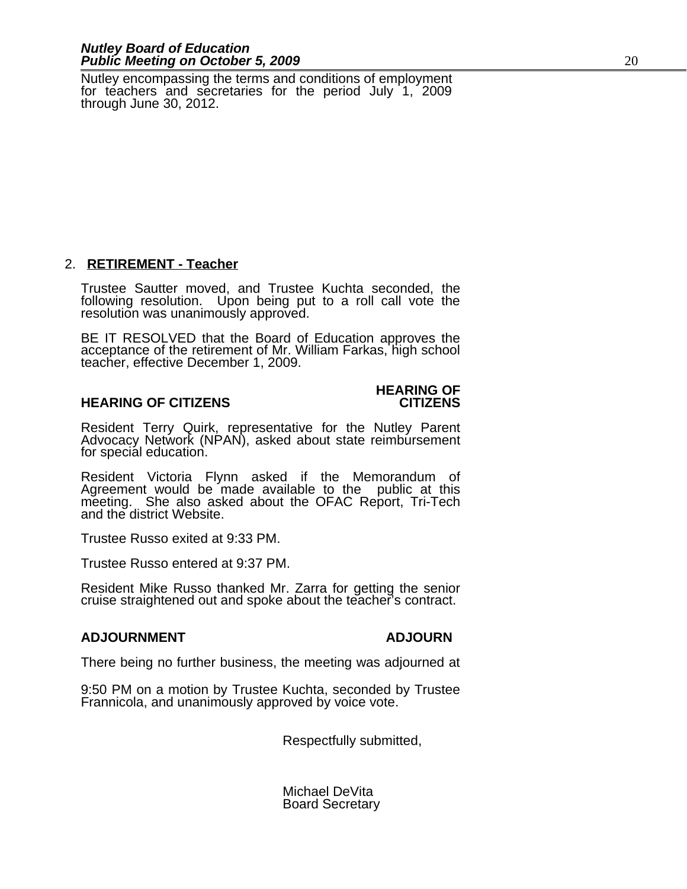Nutley encompassing the terms and conditions of employment for teachers and secretaries for the period July 1, 2009 through June 30, 2012.

2. **RETIREMENT - Teacher**

Trustee Sautter moved, and Trustee Kuchta seconded, the following resolution. Upon being put to a roll call vote the resolution was unanimously approved.

BE IT RESOLVED that the Board of Education approves the acceptance of the retirement of Mr. William Farkas, high school teacher, effective December 1, 2009.

**HEARING OF CITIZENS** **HEARING OF CITIZENS**

Resident Terry Quirk, representative for the Nutley Parent Advocacy Network (NPAN), asked about state reimbursement for special education.

Resident Victoria Flynn asked if the Memorandum of Agreement would be made available to the public at this meeting. She also asked about the OFAC Report, Tri-Tech and the district Website.

Trustee Russo exited at 9:33 PM.

Trustee Russo entered at 9:37 PM.

Resident Mike Russo thanked Mr. Zarra for getting the senior cruise straightened out and spoke about the teacher's contract.

**ADJOURNMENT** **ADJOURN**

There being no further business, the meeting was adjourned at

9:50 PM on a motion by Trustee Kuchta, seconded by Trustee Frannicola, and unanimously approved by voice vote.

Respectfully submitted,

Michael DeVita
Board Secretary